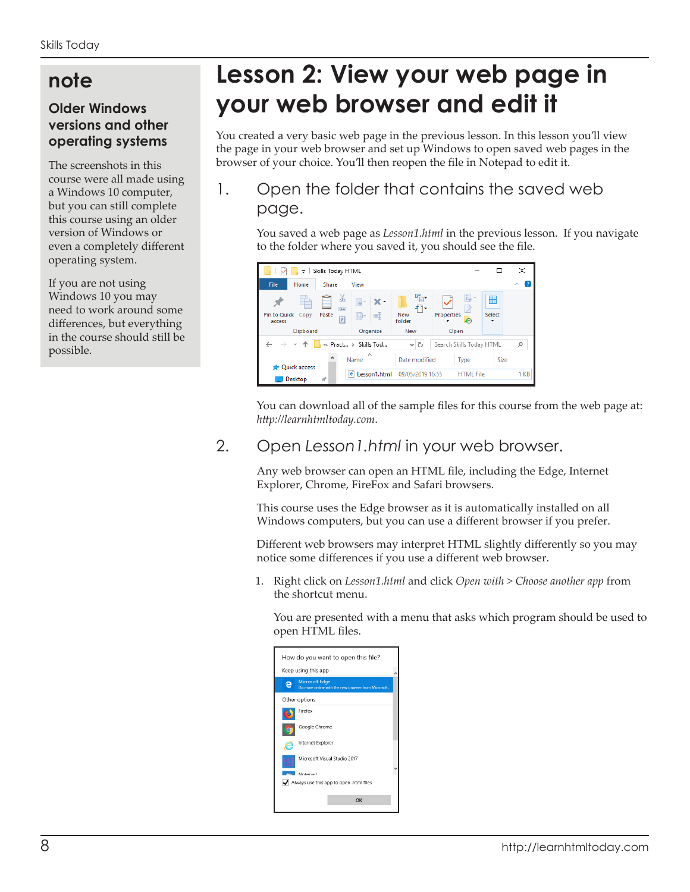## note

### Older Windows versions and other operating systems

The screenshots in this course were all made using a Windows 10 computer, but you can still complete this course using an older version of Windows or even a completely different operating system.

If you are not using Windows 10 you may need to work around some differences, but everything in the course should still be possible.

# Lesson 2: View your web page in your web browser and edit it

You created a very basic web page in the previous lesson. In this lesson you'll view the page in your web browser and set up Windows to open saved web pages in the browser of your choice. You'll then reopen the file in Notepad to edit it.

## 1. Open the folder that contains the saved web page.

You saved a web page as *Lesson1.html* in the previous lesson. If you navigate to the folder where you saved it, you should see the file.

You can download all of the sample files for this course from the web page at: *http://learnhtmltoday.com*.

## 2. Open *Lesson1.html* in your web browser.

Any web browser can open an HTML file, including the Edge, Internet Explorer, Chrome, FireFox and Safari browsers.

This course uses the Edge browser as it is automatically installed on all Windows computers, but you can use a different browser if you prefer.

Different web browsers may interpret HTML slightly differently so you may notice some differences if you use a different web browser.

1. Right click on *Lesson1.html* and click *Open with > Choose another app* from the shortcut menu.

   You are presented with a menu that asks which program should be used to open HTML files.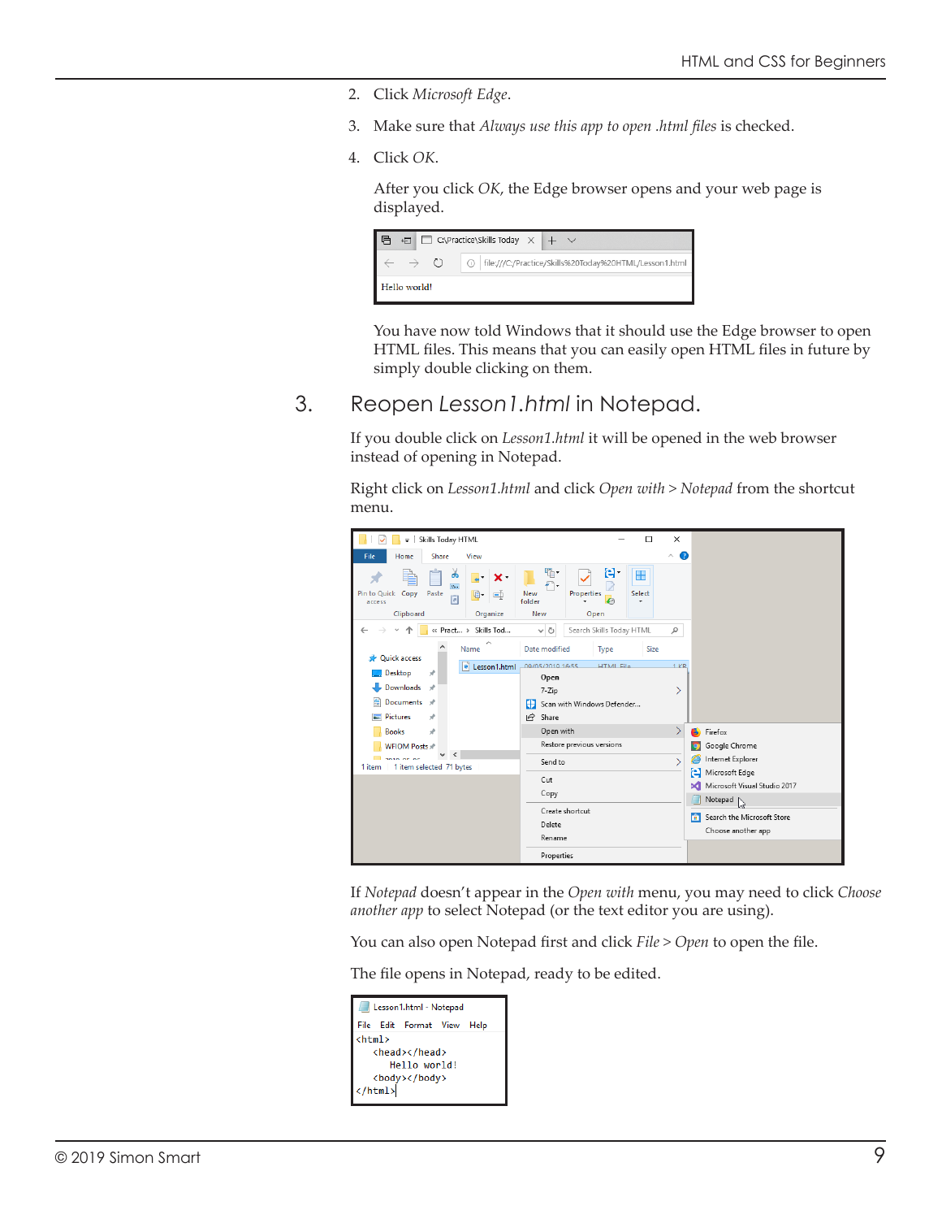2. Click *Microsoft Edge*.
3. Make sure that *Always use this app to open .html files* is checked.
4. Click *OK*.

   After you click *OK*, the Edge browser opens and your web page is displayed.

   You have now told Windows that it should use the Edge browser to open HTML files. This means that you can easily open HTML files in future by simply double clicking on them.

## 3. Reopen *Lesson1.html* in Notepad.

If you double click on *Lesson1.html* it will be opened in the web browser instead of opening in Notepad.

Right click on *Lesson1.html* and click *Open with* > *Notepad* from the shortcut menu.

If *Notepad* doesn't appear in the *Open with* menu, you may need to click *Choose another app* to select Notepad (or the text editor you are using).

You can also open Notepad first and click *File* > *Open* to open the file.

The file opens in Notepad, ready to be edited.

```
<html>
   <head></head>
      Hello world!
   <body></body>
</html>
```